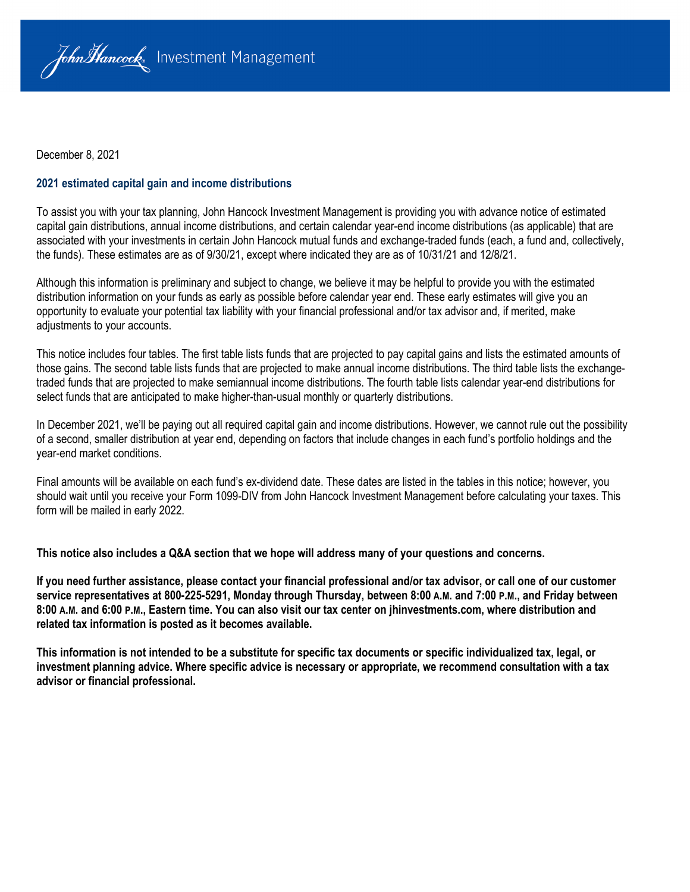John Hancock Investment Management

December 8, 2021

## 2021 estimated capital gain and income distributions

To assist you with your tax planning, John Hancock Investment Management is providing you with advance notice of estimated capital gain distributions, annual income distributions, and certain calendar year-end income distributions (as applicable) that are associated with your investments in certain John Hancock mutual funds and exchange-traded funds (each, a fund and, collectively, the funds). These estimates are as of 9/30/21, except where indicated they are as of 10/31/21 and 12/8/21.

Although this information is preliminary and subject to change, we believe it may be helpful to provide you with the estimated distribution information on your funds as early as possible before calendar year end. These early estimates will give you an opportunity to evaluate your potential tax liability with your financial professional and/or tax advisor and, if merited, make adjustments to your accounts.

This notice includes four tables. The first table lists funds that are projected to pay capital gains and lists the estimated amounts of those gains. The second table lists funds that are projected to make annual income distributions. The third table lists the exchange-traded funds that are projected to make semiannual income distributions. The fourth table lists calendar year-end distributions for select funds that are anticipated to make higher-than-usual monthly or quarterly distributions.

In December 2021, we'll be paying out all required capital gain and income distributions. However, we cannot rule out the possibility of a second, smaller distribution at year end, depending on factors that include changes in each fund's portfolio holdings and the year-end market conditions.

Final amounts will be available on each fund's ex-dividend date. These dates are listed in the tables in this notice; however, you should wait until you receive your Form 1099-DIV from John Hancock Investment Management before calculating your taxes. This form will be mailed in early 2022.

**This notice also includes a Q&A section that we hope will address many of your questions and concerns.**

**If you need further assistance, please contact your financial professional and/or tax advisor, or call one of our customer service representatives at 800-225-5291, Monday through Thursday, between 8:00 A.M. and 7:00 P.M., and Friday between 8:00 A.M. and 6:00 P.M., Eastern time. You can also visit our tax center on jhinvestments.com, where distribution and related tax information is posted as it becomes available.**

**This information is not intended to be a substitute for specific tax documents or specific individualized tax, legal, or investment planning advice. Where specific advice is necessary or appropriate, we recommend consultation with a tax advisor or financial professional.**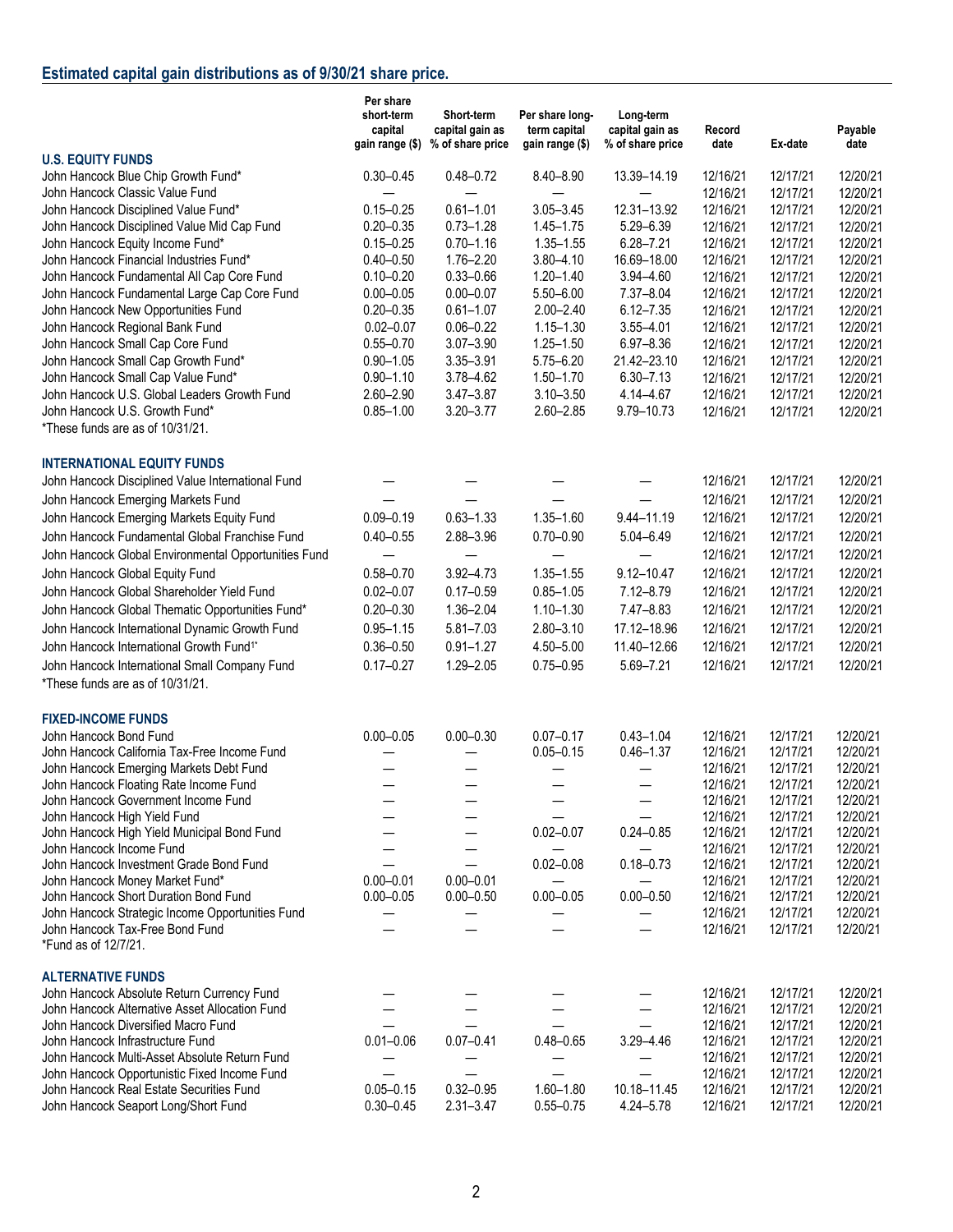## Estimated capital gain distributions as of 9/30/21 share price.

| | Per share short-term capital gain range ($) | Short-term capital gain as % of share price | Per share long-term capital gain range ($) | Long-term capital gain as % of share price | Record date | Ex-date | Payable date |
|---|---|---|---|---|---|---|---|
| **U.S. EQUITY FUNDS** | | | | | | | |
| John Hancock Blue Chip Growth Fund* | 0.30–0.45 | 0.48–0.72 | 8.40–8.90 | 13.39–14.19 | 12/16/21 | 12/17/21 | 12/20/21 |
| John Hancock Classic Value Fund | — | — | — | — | 12/16/21 | 12/17/21 | 12/20/21 |
| John Hancock Disciplined Value Fund* | 0.15–0.25 | 0.61–1.01 | 3.05–3.45 | 12.31–13.92 | 12/16/21 | 12/17/21 | 12/20/21 |
| John Hancock Disciplined Value Mid Cap Fund | 0.20–0.35 | 0.73–1.28 | 1.45–1.75 | 5.29–6.39 | 12/16/21 | 12/17/21 | 12/20/21 |
| John Hancock Equity Income Fund* | 0.15–0.25 | 0.70–1.16 | 1.35–1.55 | 6.28–7.21 | 12/16/21 | 12/17/21 | 12/20/21 |
| John Hancock Financial Industries Fund* | 0.40–0.50 | 1.76–2.20 | 3.80–4.10 | 16.69–18.00 | 12/16/21 | 12/17/21 | 12/20/21 |
| John Hancock Fundamental All Cap Core Fund | 0.10–0.20 | 0.33–0.66 | 1.20–1.40 | 3.94–4.60 | 12/16/21 | 12/17/21 | 12/20/21 |
| John Hancock Fundamental Large Cap Core Fund | 0.00–0.05 | 0.00–0.07 | 5.50–6.00 | 7.37–8.04 | 12/16/21 | 12/17/21 | 12/20/21 |
| John Hancock New Opportunities Fund | 0.20–0.35 | 0.61–1.07 | 2.00–2.40 | 6.12–7.35 | 12/16/21 | 12/17/21 | 12/20/21 |
| John Hancock Regional Bank Fund | 0.02–0.07 | 0.06–0.22 | 1.15–1.30 | 3.55–4.01 | 12/16/21 | 12/17/21 | 12/20/21 |
| John Hancock Small Cap Core Fund | 0.55–0.70 | 3.07–3.90 | 1.25–1.50 | 6.97–8.36 | 12/16/21 | 12/17/21 | 12/20/21 |
| John Hancock Small Cap Growth Fund* | 0.90–1.05 | 3.35–3.91 | 5.75–6.20 | 21.42–23.10 | 12/16/21 | 12/17/21 | 12/20/21 |
| John Hancock Small Cap Value Fund* | 0.90–1.10 | 3.78–4.62 | 1.50–1.70 | 6.30–7.13 | 12/16/21 | 12/17/21 | 12/20/21 |
| John Hancock U.S. Global Leaders Growth Fund | 2.60–2.90 | 3.47–3.87 | 3.10–3.50 | 4.14–4.67 | 12/16/21 | 12/17/21 | 12/20/21 |
| John Hancock U.S. Growth Fund* | 0.85–1.00 | 3.20–3.77 | 2.60–2.85 | 9.79–10.73 | 12/16/21 | 12/17/21 | 12/20/21 |
| *These funds are as of 10/31/21. | | | | | | | |
| **INTERNATIONAL EQUITY FUNDS** | | | | | | | |
| John Hancock Disciplined Value International Fund | — | — | — | — | 12/16/21 | 12/17/21 | 12/20/21 |
| John Hancock Emerging Markets Fund | — | — | — | — | 12/16/21 | 12/17/21 | 12/20/21 |
| John Hancock Emerging Markets Equity Fund | 0.09–0.19 | 0.63–1.33 | 1.35–1.60 | 9.44–11.19 | 12/16/21 | 12/17/21 | 12/20/21 |
| John Hancock Fundamental Global Franchise Fund | 0.40–0.55 | 2.88–3.96 | 0.70–0.90 | 5.04–6.49 | 12/16/21 | 12/17/21 | 12/20/21 |
| John Hancock Global Environmental Opportunities Fund | — | — | — | — | 12/16/21 | 12/17/21 | 12/20/21 |
| John Hancock Global Equity Fund | 0.58–0.70 | 3.92–4.73 | 1.35–1.55 | 9.12–10.47 | 12/16/21 | 12/17/21 | 12/20/21 |
| John Hancock Global Shareholder Yield Fund | 0.02–0.07 | 0.17–0.59 | 0.85–1.05 | 7.12–8.79 | 12/16/21 | 12/17/21 | 12/20/21 |
| John Hancock Global Thematic Opportunities Fund* | 0.20–0.30 | 1.36–2.04 | 1.10–1.30 | 7.47–8.83 | 12/16/21 | 12/17/21 | 12/20/21 |
| John Hancock International Dynamic Growth Fund | 0.95–1.15 | 5.81–7.03 | 2.80–3.10 | 17.12–18.96 | 12/16/21 | 12/17/21 | 12/20/21 |
| John Hancock International Growth Fund[1*] | 0.36–0.50 | 0.91–1.27 | 4.50–5.00 | 11.40–12.66 | 12/16/21 | 12/17/21 | 12/20/21 |
| John Hancock International Small Company Fund | 0.17–0.27 | 1.29–2.05 | 0.75–0.95 | 5.69–7.21 | 12/16/21 | 12/17/21 | 12/20/21 |
| *These funds are as of 10/31/21. | | | | | | | |
| **FIXED-INCOME FUNDS** | | | | | | | |
| John Hancock Bond Fund | 0.00–0.05 | 0.00–0.30 | 0.07–0.17 | 0.43–1.04 | 12/16/21 | 12/17/21 | 12/20/21 |
| John Hancock California Tax-Free Income Fund | — | — | 0.05–0.15 | 0.46–1.37 | 12/16/21 | 12/17/21 | 12/20/21 |
| John Hancock Emerging Markets Debt Fund | — | — | — | — | 12/16/21 | 12/17/21 | 12/20/21 |
| John Hancock Floating Rate Income Fund | — | — | — | — | 12/16/21 | 12/17/21 | 12/20/21 |
| John Hancock Government Income Fund | — | — | — | — | 12/16/21 | 12/17/21 | 12/20/21 |
| John Hancock High Yield Fund | — | — | — | — | 12/16/21 | 12/17/21 | 12/20/21 |
| John Hancock High Yield Municipal Bond Fund | — | — | 0.02–0.07 | 0.24–0.85 | 12/16/21 | 12/17/21 | 12/20/21 |
| John Hancock Income Fund | — | — | — | — | 12/16/21 | 12/17/21 | 12/20/21 |
| John Hancock Investment Grade Bond Fund | — | — | 0.02–0.08 | 0.18–0.73 | 12/16/21 | 12/17/21 | 12/20/21 |
| John Hancock Money Market Fund* | 0.00–0.01 | 0.00–0.01 | — | — | 12/16/21 | 12/17/21 | 12/20/21 |
| John Hancock Short Duration Bond Fund | 0.00–0.05 | 0.00–0.50 | 0.00–0.05 | 0.00–0.50 | 12/16/21 | 12/17/21 | 12/20/21 |
| John Hancock Strategic Income Opportunities Fund | — | — | — | — | 12/16/21 | 12/17/21 | 12/20/21 |
| John Hancock Tax-Free Bond Fund | — | — | — | — | 12/16/21 | 12/17/21 | 12/20/21 |
| *Fund as of 12/7/21. | | | | | | | |
| **ALTERNATIVE FUNDS** | | | | | | | |
| John Hancock Absolute Return Currency Fund | — | — | — | — | 12/16/21 | 12/17/21 | 12/20/21 |
| John Hancock Alternative Asset Allocation Fund | — | — | — | — | 12/16/21 | 12/17/21 | 12/20/21 |
| John Hancock Diversified Macro Fund | — | — | — | — | 12/16/21 | 12/17/21 | 12/20/21 |
| John Hancock Infrastructure Fund | 0.01–0.06 | 0.07–0.41 | 0.48–0.65 | 3.29–4.46 | 12/16/21 | 12/17/21 | 12/20/21 |
| John Hancock Multi-Asset Absolute Return Fund | — | — | — | — | 12/16/21 | 12/17/21 | 12/20/21 |
| John Hancock Opportunistic Fixed Income Fund | — | — | — | — | 12/16/21 | 12/17/21 | 12/20/21 |
| John Hancock Real Estate Securities Fund | 0.05–0.15 | 0.32–0.95 | 1.60–1.80 | 10.18–11.45 | 12/16/21 | 12/17/21 | 12/20/21 |
| John Hancock Seaport Long/Short Fund | 0.30–0.45 | 2.31–3.47 | 0.55–0.75 | 4.24–5.78 | 12/16/21 | 12/17/21 | 12/20/21 |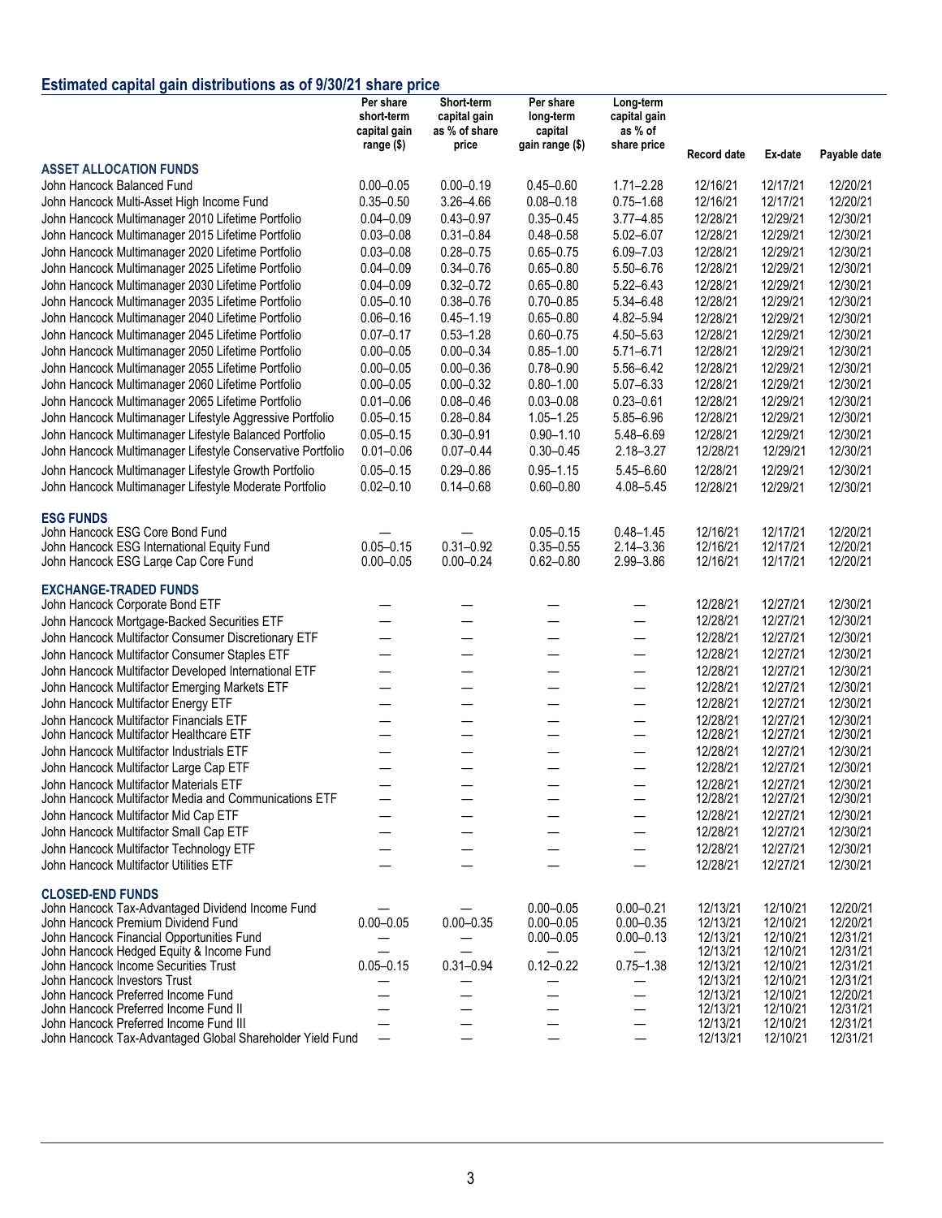## Estimated capital gain distributions as of 9/30/21 share price

| | Per share short-term capital gain range ($) | Short-term capital gain as % of share price | Per share long-term capital gain range ($) | Long-term capital gain as % of share price | Record date | Ex-date | Payable date |
|---|---|---|---|---|---|---|---|
| **ASSET ALLOCATION FUNDS** | | | | | | | |
| John Hancock Balanced Fund | 0.00–0.05 | 0.00–0.19 | 0.45–0.60 | 1.71–2.28 | 12/16/21 | 12/17/21 | 12/20/21 |
| John Hancock Multi-Asset High Income Fund | 0.35–0.50 | 3.26–4.66 | 0.08–0.18 | 0.75–1.68 | 12/16/21 | 12/17/21 | 12/20/21 |
| John Hancock Multimanager 2010 Lifetime Portfolio | 0.04–0.09 | 0.43–0.97 | 0.35–0.45 | 3.77–4.85 | 12/28/21 | 12/29/21 | 12/30/21 |
| John Hancock Multimanager 2015 Lifetime Portfolio | 0.03–0.08 | 0.31–0.84 | 0.48–0.58 | 5.02–6.07 | 12/28/21 | 12/29/21 | 12/30/21 |
| John Hancock Multimanager 2020 Lifetime Portfolio | 0.03–0.08 | 0.28–0.75 | 0.65–0.75 | 6.09–7.03 | 12/28/21 | 12/29/21 | 12/30/21 |
| John Hancock Multimanager 2025 Lifetime Portfolio | 0.04–0.09 | 0.34–0.76 | 0.65–0.80 | 5.50–6.76 | 12/28/21 | 12/29/21 | 12/30/21 |
| John Hancock Multimanager 2030 Lifetime Portfolio | 0.04–0.09 | 0.32–0.72 | 0.65–0.80 | 5.22–6.43 | 12/28/21 | 12/29/21 | 12/30/21 |
| John Hancock Multimanager 2035 Lifetime Portfolio | 0.05–0.10 | 0.38–0.76 | 0.70–0.85 | 5.34–6.48 | 12/28/21 | 12/29/21 | 12/30/21 |
| John Hancock Multimanager 2040 Lifetime Portfolio | 0.06–0.16 | 0.45–1.19 | 0.65–0.80 | 4.82–5.94 | 12/28/21 | 12/29/21 | 12/30/21 |
| John Hancock Multimanager 2045 Lifetime Portfolio | 0.07–0.17 | 0.53–1.28 | 0.60–0.75 | 4.50–5.63 | 12/28/21 | 12/29/21 | 12/30/21 |
| John Hancock Multimanager 2050 Lifetime Portfolio | 0.00–0.05 | 0.00–0.34 | 0.85–1.00 | 5.71–6.71 | 12/28/21 | 12/29/21 | 12/30/21 |
| John Hancock Multimanager 2055 Lifetime Portfolio | 0.00–0.05 | 0.00–0.36 | 0.78–0.90 | 5.56–6.42 | 12/28/21 | 12/29/21 | 12/30/21 |
| John Hancock Multimanager 2060 Lifetime Portfolio | 0.00–0.05 | 0.00–0.32 | 0.80–1.00 | 5.07–6.33 | 12/28/21 | 12/29/21 | 12/30/21 |
| John Hancock Multimanager 2065 Lifetime Portfolio | 0.01–0.06 | 0.08–0.46 | 0.03–0.08 | 0.23–0.61 | 12/28/21 | 12/29/21 | 12/30/21 |
| John Hancock Multimanager Lifestyle Aggressive Portfolio | 0.05–0.15 | 0.28–0.84 | 1.05–1.25 | 5.85–6.96 | 12/28/21 | 12/29/21 | 12/30/21 |
| John Hancock Multimanager Lifestyle Balanced Portfolio | 0.05–0.15 | 0.30–0.91 | 0.90–1.10 | 5.48–6.69 | 12/28/21 | 12/29/21 | 12/30/21 |
| John Hancock Multimanager Lifestyle Conservative Portfolio | 0.01–0.06 | 0.07–0.44 | 0.30–0.45 | 2.18–3.27 | 12/28/21 | 12/29/21 | 12/30/21 |
| John Hancock Multimanager Lifestyle Growth Portfolio | 0.05–0.15 | 0.29–0.86 | 0.95–1.15 | 5.45–6.60 | 12/28/21 | 12/29/21 | 12/30/21 |
| John Hancock Multimanager Lifestyle Moderate Portfolio | 0.02–0.10 | 0.14–0.68 | 0.60–0.80 | 4.08–5.45 | 12/28/21 | 12/29/21 | 12/30/21 |
| **ESG FUNDS** | | | | | | | |
| John Hancock ESG Core Bond Fund | — | — | 0.05–0.15 | 0.48–1.45 | 12/16/21 | 12/17/21 | 12/20/21 |
| John Hancock ESG International Equity Fund | 0.05–0.15 | 0.31–0.92 | 0.35–0.55 | 2.14–3.36 | 12/16/21 | 12/17/21 | 12/20/21 |
| John Hancock ESG Large Cap Core Fund | 0.00–0.05 | 0.00–0.24 | 0.62–0.80 | 2.99–3.86 | 12/16/21 | 12/17/21 | 12/20/21 |
| **EXCHANGE-TRADED FUNDS** | | | | | | | |
| John Hancock Corporate Bond ETF | — | — | — | — | 12/28/21 | 12/27/21 | 12/30/21 |
| John Hancock Mortgage-Backed Securities ETF | — | — | — | — | 12/28/21 | 12/27/21 | 12/30/21 |
| John Hancock Multifactor Consumer Discretionary ETF | — | — | — | — | 12/28/21 | 12/27/21 | 12/30/21 |
| John Hancock Multifactor Consumer Staples ETF | — | — | — | — | 12/28/21 | 12/27/21 | 12/30/21 |
| John Hancock Multifactor Developed International ETF | — | — | — | — | 12/28/21 | 12/27/21 | 12/30/21 |
| John Hancock Multifactor Emerging Markets ETF | — | — | — | — | 12/28/21 | 12/27/21 | 12/30/21 |
| John Hancock Multifactor Energy ETF | — | — | — | — | 12/28/21 | 12/27/21 | 12/30/21 |
| John Hancock Multifactor Financials ETF | — | — | — | — | 12/28/21 | 12/27/21 | 12/30/21 |
| John Hancock Multifactor Healthcare ETF | — | — | — | — | 12/28/21 | 12/27/21 | 12/30/21 |
| John Hancock Multifactor Industrials ETF | — | — | — | — | 12/28/21 | 12/27/21 | 12/30/21 |
| John Hancock Multifactor Large Cap ETF | — | — | — | — | 12/28/21 | 12/27/21 | 12/30/21 |
| John Hancock Multifactor Materials ETF | — | — | — | — | 12/28/21 | 12/27/21 | 12/30/21 |
| John Hancock Multifactor Media and Communications ETF | — | — | — | — | 12/28/21 | 12/27/21 | 12/30/21 |
| John Hancock Multifactor Mid Cap ETF | — | — | — | — | 12/28/21 | 12/27/21 | 12/30/21 |
| John Hancock Multifactor Small Cap ETF | — | — | — | — | 12/28/21 | 12/27/21 | 12/30/21 |
| John Hancock Multifactor Technology ETF | — | — | — | — | 12/28/21 | 12/27/21 | 12/30/21 |
| John Hancock Multifactor Utilities ETF | — | — | — | — | 12/28/21 | 12/27/21 | 12/30/21 |
| **CLOSED-END FUNDS** | | | | | | | |
| John Hancock Tax-Advantaged Dividend Income Fund | — | — | 0.00–0.05 | 0.00–0.21 | 12/13/21 | 12/10/21 | 12/20/21 |
| John Hancock Premium Dividend Fund | 0.00–0.05 | 0.00–0.35 | 0.00–0.05 | 0.00–0.35 | 12/13/21 | 12/10/21 | 12/20/21 |
| John Hancock Financial Opportunities Fund | — | — | 0.00–0.05 | 0.00–0.13 | 12/13/21 | 12/10/21 | 12/31/21 |
| John Hancock Hedged Equity & Income Fund | — | — | — | — | 12/13/21 | 12/10/21 | 12/31/21 |
| John Hancock Income Securities Trust | 0.05–0.15 | 0.31–0.94 | 0.12–0.22 | 0.75–1.38 | 12/13/21 | 12/10/21 | 12/31/21 |
| John Hancock Investors Trust | — | — | — | — | 12/13/21 | 12/10/21 | 12/31/21 |
| John Hancock Preferred Income Fund | — | — | — | — | 12/13/21 | 12/10/21 | 12/20/21 |
| John Hancock Preferred Income Fund II | — | — | — | — | 12/13/21 | 12/10/21 | 12/31/21 |
| John Hancock Preferred Income Fund III | — | — | — | — | 12/13/21 | 12/10/21 | 12/31/21 |
| John Hancock Tax-Advantaged Global Shareholder Yield Fund | — | — | — | — | 12/13/21 | 12/10/21 | 12/31/21 |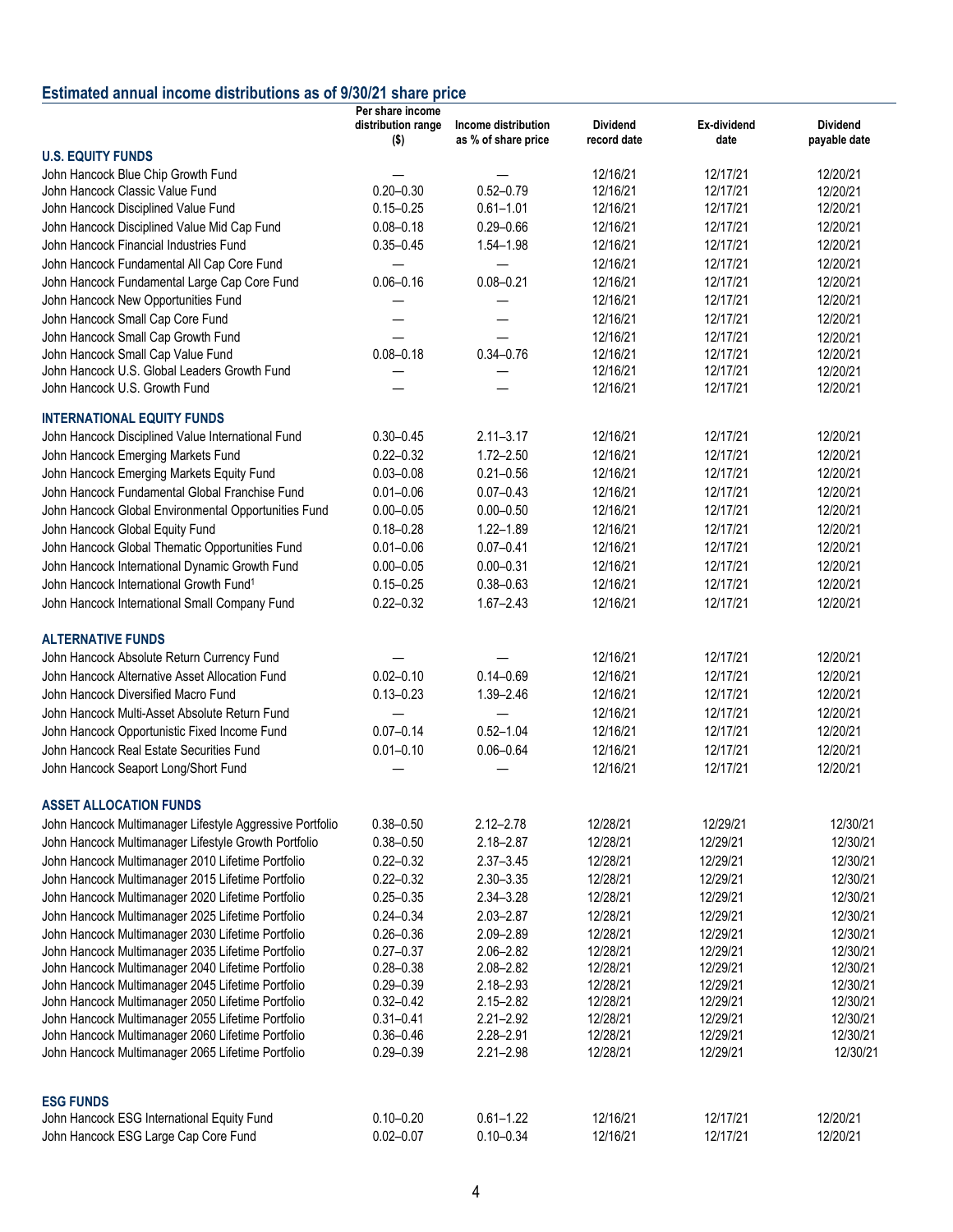## Estimated annual income distributions as of 9/30/21 share price

| | Per share income distribution range ($) | Income distribution as % of share price | Dividend record date | Ex-dividend date | Dividend payable date |
|---|---|---|---|---|---|
| **U.S. EQUITY FUNDS** | | | | | |
| John Hancock Blue Chip Growth Fund | — | — | 12/16/21 | 12/17/21 | 12/20/21 |
| John Hancock Classic Value Fund | 0.20–0.30 | 0.52–0.79 | 12/16/21 | 12/17/21 | 12/20/21 |
| John Hancock Disciplined Value Fund | 0.15–0.25 | 0.61–1.01 | 12/16/21 | 12/17/21 | 12/20/21 |
| John Hancock Disciplined Value Mid Cap Fund | 0.08–0.18 | 0.29–0.66 | 12/16/21 | 12/17/21 | 12/20/21 |
| John Hancock Financial Industries Fund | 0.35–0.45 | 1.54–1.98 | 12/16/21 | 12/17/21 | 12/20/21 |
| John Hancock Fundamental All Cap Core Fund | — | — | 12/16/21 | 12/17/21 | 12/20/21 |
| John Hancock Fundamental Large Cap Core Fund | 0.06–0.16 | 0.08–0.21 | 12/16/21 | 12/17/21 | 12/20/21 |
| John Hancock New Opportunities Fund | — | — | 12/16/21 | 12/17/21 | 12/20/21 |
| John Hancock Small Cap Core Fund | — | — | 12/16/21 | 12/17/21 | 12/20/21 |
| John Hancock Small Cap Growth Fund | — | — | 12/16/21 | 12/17/21 | 12/20/21 |
| John Hancock Small Cap Value Fund | 0.08–0.18 | 0.34–0.76 | 12/16/21 | 12/17/21 | 12/20/21 |
| John Hancock U.S. Global Leaders Growth Fund | — | — | 12/16/21 | 12/17/21 | 12/20/21 |
| John Hancock U.S. Growth Fund | — | — | 12/16/21 | 12/17/21 | 12/20/21 |
| **INTERNATIONAL EQUITY FUNDS** | | | | | |
| John Hancock Disciplined Value International Fund | 0.30–0.45 | 2.11–3.17 | 12/16/21 | 12/17/21 | 12/20/21 |
| John Hancock Emerging Markets Fund | 0.22–0.32 | 1.72–2.50 | 12/16/21 | 12/17/21 | 12/20/21 |
| John Hancock Emerging Markets Equity Fund | 0.03–0.08 | 0.21–0.56 | 12/16/21 | 12/17/21 | 12/20/21 |
| John Hancock Fundamental Global Franchise Fund | 0.01–0.06 | 0.07–0.43 | 12/16/21 | 12/17/21 | 12/20/21 |
| John Hancock Global Environmental Opportunities Fund | 0.00–0.05 | 0.00–0.50 | 12/16/21 | 12/17/21 | 12/20/21 |
| John Hancock Global Equity Fund | 0.18–0.28 | 1.22–1.89 | 12/16/21 | 12/17/21 | 12/20/21 |
| John Hancock Global Thematic Opportunities Fund | 0.01–0.06 | 0.07–0.41 | 12/16/21 | 12/17/21 | 12/20/21 |
| John Hancock International Dynamic Growth Fund | 0.00–0.05 | 0.00–0.31 | 12/16/21 | 12/17/21 | 12/20/21 |
| John Hancock International Growth Fund[1] | 0.15–0.25 | 0.38–0.63 | 12/16/21 | 12/17/21 | 12/20/21 |
| John Hancock International Small Company Fund | 0.22–0.32 | 1.67–2.43 | 12/16/21 | 12/17/21 | 12/20/21 |
| **ALTERNATIVE FUNDS** | | | | | |
| John Hancock Absolute Return Currency Fund | — | — | 12/16/21 | 12/17/21 | 12/20/21 |
| John Hancock Alternative Asset Allocation Fund | 0.02–0.10 | 0.14–0.69 | 12/16/21 | 12/17/21 | 12/20/21 |
| John Hancock Diversified Macro Fund | 0.13–0.23 | 1.39–2.46 | 12/16/21 | 12/17/21 | 12/20/21 |
| John Hancock Multi-Asset Absolute Return Fund | — | — | 12/16/21 | 12/17/21 | 12/20/21 |
| John Hancock Opportunistic Fixed Income Fund | 0.07–0.14 | 0.52–1.04 | 12/16/21 | 12/17/21 | 12/20/21 |
| John Hancock Real Estate Securities Fund | 0.01–0.10 | 0.06–0.64 | 12/16/21 | 12/17/21 | 12/20/21 |
| John Hancock Seaport Long/Short Fund | — | — | 12/16/21 | 12/17/21 | 12/20/21 |
| **ASSET ALLOCATION FUNDS** | | | | | |
| John Hancock Multimanager Lifestyle Aggressive Portfolio | 0.38–0.50 | 2.12–2.78 | 12/28/21 | 12/29/21 | 12/30/21 |
| John Hancock Multimanager Lifestyle Growth Portfolio | 0.38–0.50 | 2.18–2.87 | 12/28/21 | 12/29/21 | 12/30/21 |
| John Hancock Multimanager 2010 Lifetime Portfolio | 0.22–0.32 | 2.37–3.45 | 12/28/21 | 12/29/21 | 12/30/21 |
| John Hancock Multimanager 2015 Lifetime Portfolio | 0.22–0.32 | 2.30–3.35 | 12/28/21 | 12/29/21 | 12/30/21 |
| John Hancock Multimanager 2020 Lifetime Portfolio | 0.25–0.35 | 2.34–3.28 | 12/28/21 | 12/29/21 | 12/30/21 |
| John Hancock Multimanager 2025 Lifetime Portfolio | 0.24–0.34 | 2.03–2.87 | 12/28/21 | 12/29/21 | 12/30/21 |
| John Hancock Multimanager 2030 Lifetime Portfolio | 0.26–0.36 | 2.09–2.89 | 12/28/21 | 12/29/21 | 12/30/21 |
| John Hancock Multimanager 2035 Lifetime Portfolio | 0.27–0.37 | 2.06–2.82 | 12/28/21 | 12/29/21 | 12/30/21 |
| John Hancock Multimanager 2040 Lifetime Portfolio | 0.28–0.38 | 2.08–2.82 | 12/28/21 | 12/29/21 | 12/30/21 |
| John Hancock Multimanager 2045 Lifetime Portfolio | 0.29–0.39 | 2.18–2.93 | 12/28/21 | 12/29/21 | 12/30/21 |
| John Hancock Multimanager 2050 Lifetime Portfolio | 0.32–0.42 | 2.15–2.82 | 12/28/21 | 12/29/21 | 12/30/21 |
| John Hancock Multimanager 2055 Lifetime Portfolio | 0.31–0.41 | 2.21–2.92 | 12/28/21 | 12/29/21 | 12/30/21 |
| John Hancock Multimanager 2060 Lifetime Portfolio | 0.36–0.46 | 2.28–2.91 | 12/28/21 | 12/29/21 | 12/30/21 |
| John Hancock Multimanager 2065 Lifetime Portfolio | 0.29–0.39 | 2.21–2.98 | 12/28/21 | 12/29/21 | 12/30/21 |
| **ESG FUNDS** | | | | | |
| John Hancock ESG International Equity Fund | 0.10–0.20 | 0.61–1.22 | 12/16/21 | 12/17/21 | 12/20/21 |
| John Hancock ESG Large Cap Core Fund | 0.02–0.07 | 0.10–0.34 | 12/16/21 | 12/17/21 | 12/20/21 |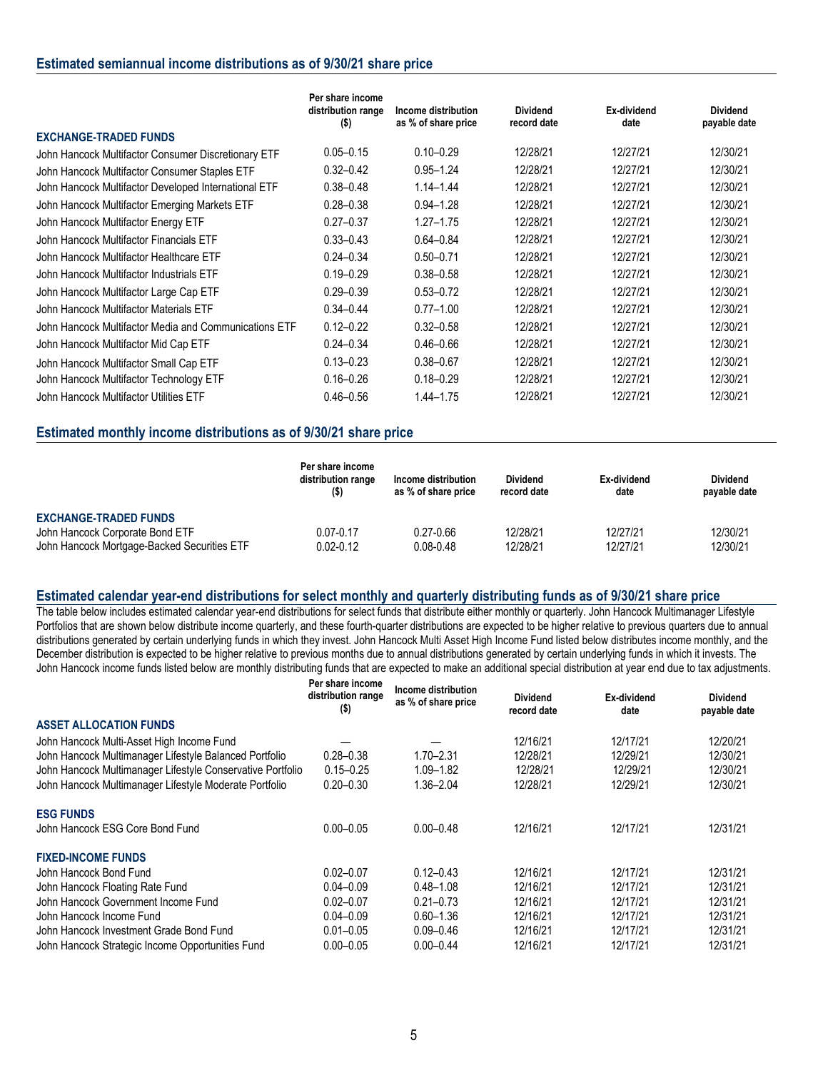## Estimated semiannual income distributions as of 9/30/21 share price

| EXCHANGE-TRADED FUNDS | Per share income distribution range ($) | Income distribution as % of share price | Dividend record date | Ex-dividend date | Dividend payable date |
|---|---|---|---|---|---|
| John Hancock Multifactor Consumer Discretionary ETF | 0.05–0.15 | 0.10–0.29 | 12/28/21 | 12/27/21 | 12/30/21 |
| John Hancock Multifactor Consumer Staples ETF | 0.32–0.42 | 0.95–1.24 | 12/28/21 | 12/27/21 | 12/30/21 |
| John Hancock Multifactor Developed International ETF | 0.38–0.48 | 1.14–1.44 | 12/28/21 | 12/27/21 | 12/30/21 |
| John Hancock Multifactor Emerging Markets ETF | 0.28–0.38 | 0.94–1.28 | 12/28/21 | 12/27/21 | 12/30/21 |
| John Hancock Multifactor Energy ETF | 0.27–0.37 | 1.27–1.75 | 12/28/21 | 12/27/21 | 12/30/21 |
| John Hancock Multifactor Financials ETF | 0.33–0.43 | 0.64–0.84 | 12/28/21 | 12/27/21 | 12/30/21 |
| John Hancock Multifactor Healthcare ETF | 0.24–0.34 | 0.50–0.71 | 12/28/21 | 12/27/21 | 12/30/21 |
| John Hancock Multifactor Industrials ETF | 0.19–0.29 | 0.38–0.58 | 12/28/21 | 12/27/21 | 12/30/21 |
| John Hancock Multifactor Large Cap ETF | 0.29–0.39 | 0.53–0.72 | 12/28/21 | 12/27/21 | 12/30/21 |
| John Hancock Multifactor Materials ETF | 0.34–0.44 | 0.77–1.00 | 12/28/21 | 12/27/21 | 12/30/21 |
| John Hancock Multifactor Media and Communications ETF | 0.12–0.22 | 0.32–0.58 | 12/28/21 | 12/27/21 | 12/30/21 |
| John Hancock Multifactor Mid Cap ETF | 0.24–0.34 | 0.46–0.66 | 12/28/21 | 12/27/21 | 12/30/21 |
| John Hancock Multifactor Small Cap ETF | 0.13–0.23 | 0.38–0.67 | 12/28/21 | 12/27/21 | 12/30/21 |
| John Hancock Multifactor Technology ETF | 0.16–0.26 | 0.18–0.29 | 12/28/21 | 12/27/21 | 12/30/21 |
| John Hancock Multifactor Utilities ETF | 0.46–0.56 | 1.44–1.75 | 12/28/21 | 12/27/21 | 12/30/21 |

## Estimated monthly income distributions as of 9/30/21 share price

| EXCHANGE-TRADED FUNDS | Per share income distribution range ($) | Income distribution as % of share price | Dividend record date | Ex-dividend date | Dividend payable date |
|---|---|---|---|---|---|
| John Hancock Corporate Bond ETF | 0.07-0.17 | 0.27-0.66 | 12/28/21 | 12/27/21 | 12/30/21 |
| John Hancock Mortgage-Backed Securities ETF | 0.02-0.12 | 0.08-0.48 | 12/28/21 | 12/27/21 | 12/30/21 |

## Estimated calendar year-end distributions for select monthly and quarterly distributing funds as of 9/30/21 share price

The table below includes estimated calendar year-end distributions for select funds that distribute either monthly or quarterly. John Hancock Multimanager Lifestyle Portfolios that are shown below distribute income quarterly, and these fourth-quarter distributions are expected to be higher relative to previous quarters due to annual distributions generated by certain underlying funds in which they invest. John Hancock Multi Asset High Income Fund listed below distributes income monthly, and the December distribution is expected to be higher relative to previous months due to annual distributions generated by certain underlying funds in which it invests. The John Hancock income funds listed below are monthly distributing funds that are expected to make an additional special distribution at year end due to tax adjustments.

| | Per share income distribution range ($) | Income distribution as % of share price | Dividend record date | Ex-dividend date | Dividend payable date |
|---|---|---|---|---|---|
| **ASSET ALLOCATION FUNDS** | | | | | |
| John Hancock Multi-Asset High Income Fund | — | — | 12/16/21 | 12/17/21 | 12/20/21 |
| John Hancock Multimanager Lifestyle Balanced Portfolio | 0.28–0.38 | 1.70–2.31 | 12/28/21 | 12/29/21 | 12/30/21 |
| John Hancock Multimanager Lifestyle Conservative Portfolio | 0.15–0.25 | 1.09–1.82 | 12/28/21 | 12/29/21 | 12/30/21 |
| John Hancock Multimanager Lifestyle Moderate Portfolio | 0.20–0.30 | 1.36–2.04 | 12/28/21 | 12/29/21 | 12/30/21 |
| **ESG FUNDS** | | | | | |
| John Hancock ESG Core Bond Fund | 0.00–0.05 | 0.00–0.48 | 12/16/21 | 12/17/21 | 12/31/21 |
| **FIXED-INCOME FUNDS** | | | | | |
| John Hancock Bond Fund | 0.02–0.07 | 0.12–0.43 | 12/16/21 | 12/17/21 | 12/31/21 |
| John Hancock Floating Rate Fund | 0.04–0.09 | 0.48–1.08 | 12/16/21 | 12/17/21 | 12/31/21 |
| John Hancock Government Income Fund | 0.02–0.07 | 0.21–0.73 | 12/16/21 | 12/17/21 | 12/31/21 |
| John Hancock Income Fund | 0.04–0.09 | 0.60–1.36 | 12/16/21 | 12/17/21 | 12/31/21 |
| John Hancock Investment Grade Bond Fund | 0.01–0.05 | 0.09–0.46 | 12/16/21 | 12/17/21 | 12/31/21 |
| John Hancock Strategic Income Opportunities Fund | 0.00–0.05 | 0.00–0.44 | 12/16/21 | 12/17/21 | 12/31/21 |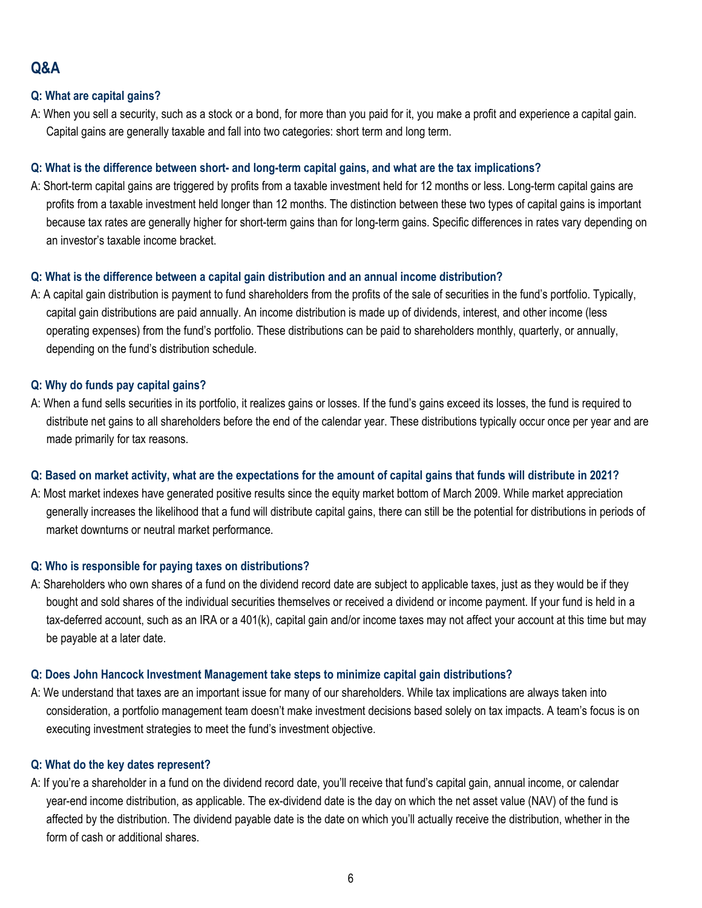## Q&A

**Q: What are capital gains?**

A: When you sell a security, such as a stock or a bond, for more than you paid for it, you make a profit and experience a capital gain. Capital gains are generally taxable and fall into two categories: short term and long term.

**Q: What is the difference between short- and long-term capital gains, and what are the tax implications?**

A: Short-term capital gains are triggered by profits from a taxable investment held for 12 months or less. Long-term capital gains are profits from a taxable investment held longer than 12 months. The distinction between these two types of capital gains is important because tax rates are generally higher for short-term gains than for long-term gains. Specific differences in rates vary depending on an investor's taxable income bracket.

**Q: What is the difference between a capital gain distribution and an annual income distribution?**

A: A capital gain distribution is payment to fund shareholders from the profits of the sale of securities in the fund's portfolio. Typically, capital gain distributions are paid annually. An income distribution is made up of dividends, interest, and other income (less operating expenses) from the fund's portfolio. These distributions can be paid to shareholders monthly, quarterly, or annually, depending on the fund's distribution schedule.

**Q: Why do funds pay capital gains?**

A: When a fund sells securities in its portfolio, it realizes gains or losses. If the fund's gains exceed its losses, the fund is required to distribute net gains to all shareholders before the end of the calendar year. These distributions typically occur once per year and are made primarily for tax reasons.

**Q: Based on market activity, what are the expectations for the amount of capital gains that funds will distribute in 2021?**

A: Most market indexes have generated positive results since the equity market bottom of March 2009. While market appreciation generally increases the likelihood that a fund will distribute capital gains, there can still be the potential for distributions in periods of market downturns or neutral market performance.

**Q: Who is responsible for paying taxes on distributions?**

A: Shareholders who own shares of a fund on the dividend record date are subject to applicable taxes, just as they would be if they bought and sold shares of the individual securities themselves or received a dividend or income payment. If your fund is held in a tax-deferred account, such as an IRA or a 401(k), capital gain and/or income taxes may not affect your account at this time but may be payable at a later date.

**Q: Does John Hancock Investment Management take steps to minimize capital gain distributions?**

A: We understand that taxes are an important issue for many of our shareholders. While tax implications are always taken into consideration, a portfolio management team doesn't make investment decisions based solely on tax impacts. A team's focus is on executing investment strategies to meet the fund's investment objective.

**Q: What do the key dates represent?**

A: If you're a shareholder in a fund on the dividend record date, you'll receive that fund's capital gain, annual income, or calendar year-end income distribution, as applicable. The ex-dividend date is the day on which the net asset value (NAV) of the fund is affected by the distribution. The dividend payable date is the date on which you'll actually receive the distribution, whether in the form of cash or additional shares.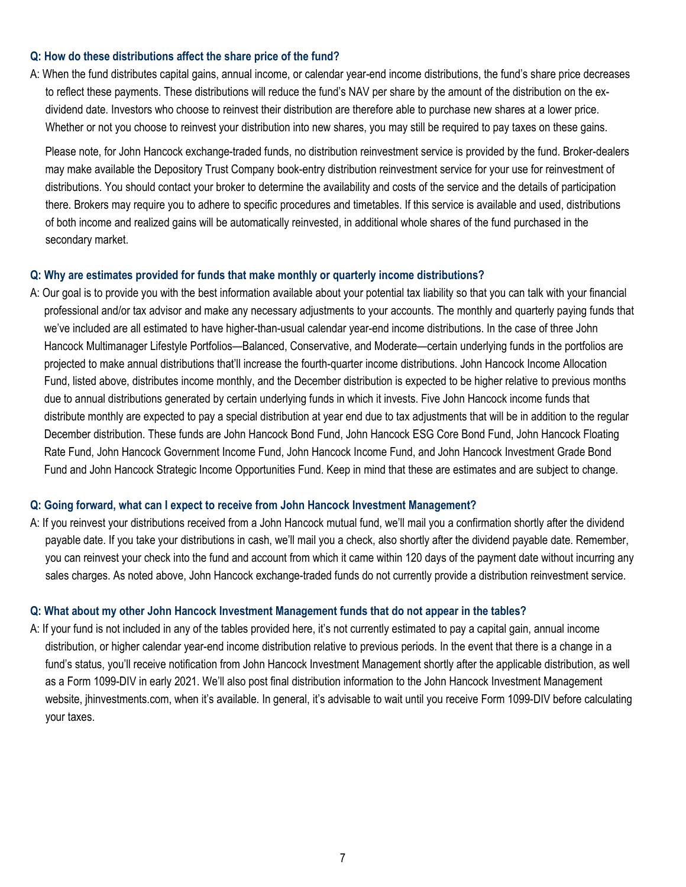**Q: How do these distributions affect the share price of the fund?**

A: When the fund distributes capital gains, annual income, or calendar year-end income distributions, the fund's share price decreases to reflect these payments. These distributions will reduce the fund's NAV per share by the amount of the distribution on the ex-dividend date. Investors who choose to reinvest their distribution are therefore able to purchase new shares at a lower price. Whether or not you choose to reinvest your distribution into new shares, you may still be required to pay taxes on these gains.

Please note, for John Hancock exchange-traded funds, no distribution reinvestment service is provided by the fund. Broker-dealers may make available the Depository Trust Company book-entry distribution reinvestment service for your use for reinvestment of distributions. You should contact your broker to determine the availability and costs of the service and the details of participation there. Brokers may require you to adhere to specific procedures and timetables. If this service is available and used, distributions of both income and realized gains will be automatically reinvested, in additional whole shares of the fund purchased in the secondary market.

**Q: Why are estimates provided for funds that make monthly or quarterly income distributions?**

A: Our goal is to provide you with the best information available about your potential tax liability so that you can talk with your financial professional and/or tax advisor and make any necessary adjustments to your accounts. The monthly and quarterly paying funds that we've included are all estimated to have higher-than-usual calendar year-end income distributions. In the case of three John Hancock Multimanager Lifestyle Portfolios—Balanced, Conservative, and Moderate—certain underlying funds in the portfolios are projected to make annual distributions that'll increase the fourth-quarter income distributions. John Hancock Income Allocation Fund, listed above, distributes income monthly, and the December distribution is expected to be higher relative to previous months due to annual distributions generated by certain underlying funds in which it invests. Five John Hancock income funds that distribute monthly are expected to pay a special distribution at year end due to tax adjustments that will be in addition to the regular December distribution. These funds are John Hancock Bond Fund, John Hancock ESG Core Bond Fund, John Hancock Floating Rate Fund, John Hancock Government Income Fund, John Hancock Income Fund, and John Hancock Investment Grade Bond Fund and John Hancock Strategic Income Opportunities Fund. Keep in mind that these are estimates and are subject to change.

**Q: Going forward, what can I expect to receive from John Hancock Investment Management?**

A: If you reinvest your distributions received from a John Hancock mutual fund, we'll mail you a confirmation shortly after the dividend payable date. If you take your distributions in cash, we'll mail you a check, also shortly after the dividend payable date. Remember, you can reinvest your check into the fund and account from which it came within 120 days of the payment date without incurring any sales charges. As noted above, John Hancock exchange-traded funds do not currently provide a distribution reinvestment service.

**Q: What about my other John Hancock Investment Management funds that do not appear in the tables?**

A: If your fund is not included in any of the tables provided here, it's not currently estimated to pay a capital gain, annual income distribution, or higher calendar year-end income distribution relative to previous periods. In the event that there is a change in a fund's status, you'll receive notification from John Hancock Investment Management shortly after the applicable distribution, as well as a Form 1099-DIV in early 2021. We'll also post final distribution information to the John Hancock Investment Management website, jhinvestments.com, when it's available. In general, it's advisable to wait until you receive Form 1099-DIV before calculating your taxes.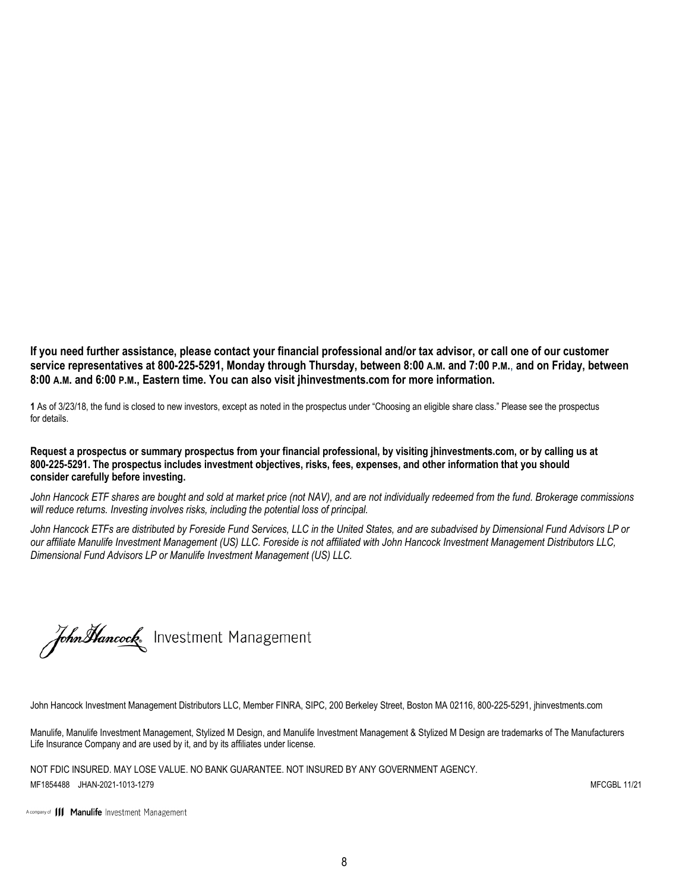**If you need further assistance, please contact your financial professional and/or tax advisor, or call one of our customer service representatives at 800-225-5291, Monday through Thursday, between 8:00 A.M. and 7:00 P.M., and on Friday, between 8:00 A.M. and 6:00 P.M., Eastern time. You can also visit jhinvestments.com for more information.**

**1** As of 3/23/18, the fund is closed to new investors, except as noted in the prospectus under "Choosing an eligible share class." Please see the prospectus for details.

**Request a prospectus or summary prospectus from your financial professional, by visiting jhinvestments.com, or by calling us at 800-225-5291. The prospectus includes investment objectives, risks, fees, expenses, and other information that you should consider carefully before investing.**

*John Hancock ETF shares are bought and sold at market price (not NAV), and are not individually redeemed from the fund. Brokerage commissions will reduce returns. Investing involves risks, including the potential loss of principal.*

*John Hancock ETFs are distributed by Foreside Fund Services, LLC in the United States, and are subadvised by Dimensional Fund Advisors LP or our affiliate Manulife Investment Management (US) LLC. Foreside is not affiliated with John Hancock Investment Management Distributors LLC, Dimensional Fund Advisors LP or Manulife Investment Management (US) LLC.*

John Hancock Investment Management

John Hancock Investment Management Distributors LLC, Member FINRA, SIPC, 200 Berkeley Street, Boston MA 02116, 800-225-5291, jhinvestments.com

Manulife, Manulife Investment Management, Stylized M Design, and Manulife Investment Management & Stylized M Design are trademarks of The Manufacturers Life Insurance Company and are used by it, and by its affiliates under license.

NOT FDIC INSURED. MAY LOSE VALUE. NO BANK GUARANTEE. NOT INSURED BY ANY GOVERNMENT AGENCY.

MF1854488 JHAN-2021-1013-1279 MFCGBL 11/21

A company of Manulife Investment Management